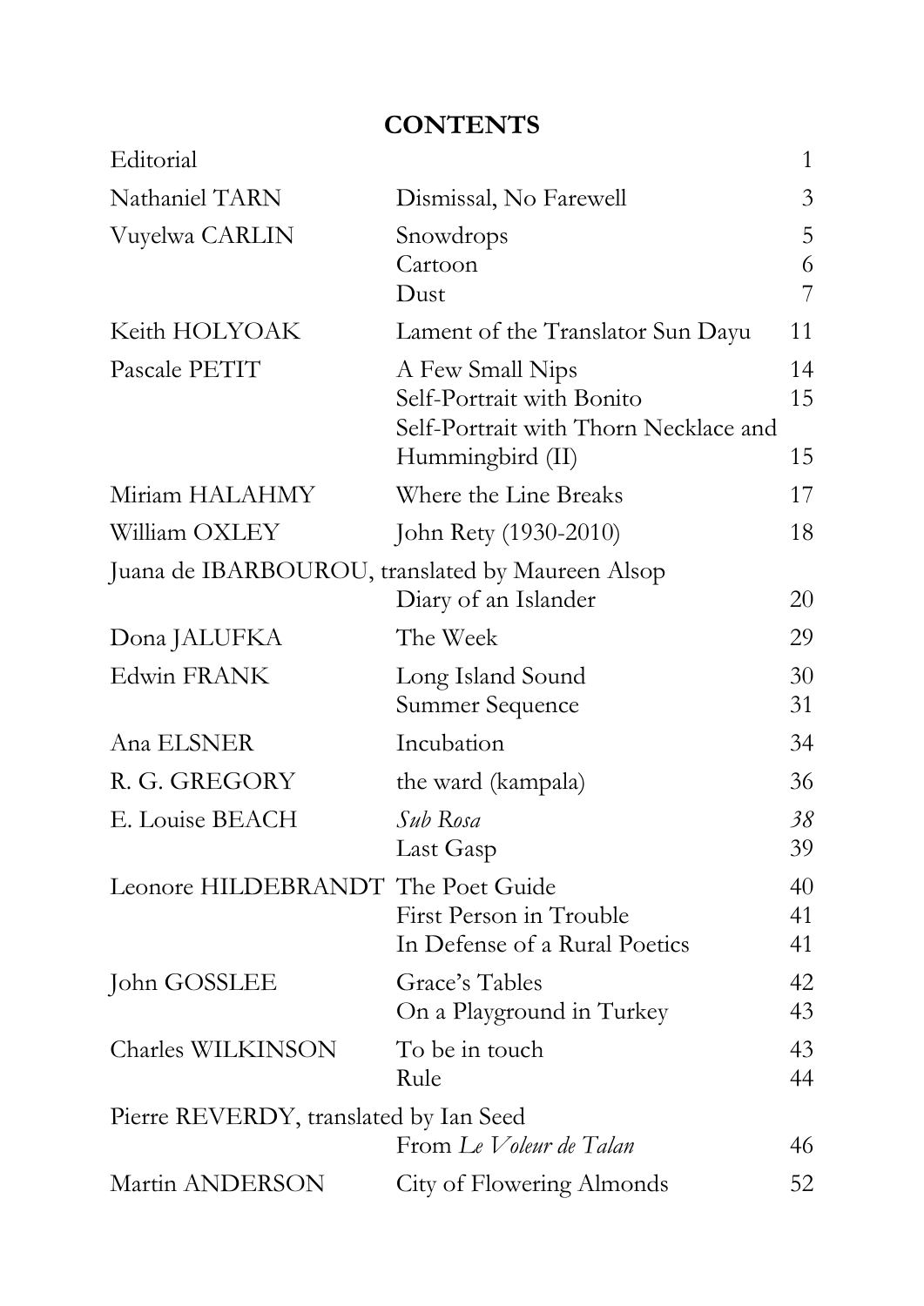# CONTENTS

| | | |
|---|---|---|
| Editorial | | 1 |
| Nathaniel TARN | Dismissal, No Farewell | 3 |
| Vuyelwa CARLIN | Snowdrops | 5 |
| | Cartoon | 6 |
| | Dust | 7 |
| Keith HOLYOAK | Lament of the Translator Sun Dayu | 11 |
| Pascale PETIT | A Few Small Nips | 14 |
| | Self-Portrait with Bonito | 15 |
| | Self-Portrait with Thorn Necklace and Hummingbird (II) | 15 |
| Miriam HALAHMY | Where the Line Breaks | 17 |
| William OXLEY | John Rety (1930-2010) | 18 |
| Juana de IBARBOUROU, translated by Maureen Alsop | Diary of an Islander | 20 |
| Dona JALUFKA | The Week | 29 |
| Edwin FRANK | Long Island Sound | 30 |
| | Summer Sequence | 31 |
| Ana ELSNER | Incubation | 34 |
| R. G. GREGORY | the ward (kampala) | 36 |
| E. Louise BEACH | *Sub Rosa* | *38* |
| | Last Gasp | 39 |
| Leonore HILDEBRANDT | The Poet Guide | 40 |
| | First Person in Trouble | 41 |
| | In Defense of a Rural Poetics | 41 |
| John GOSSLEE | Grace's Tables | 42 |
| | On a Playground in Turkey | 43 |
| Charles WILKINSON | To be in touch | 43 |
| | Rule | 44 |
| Pierre REVERDY, translated by Ian Seed | From *Le Voleur de Talan* | 46 |
| Martin ANDERSON | City of Flowering Almonds | 52 |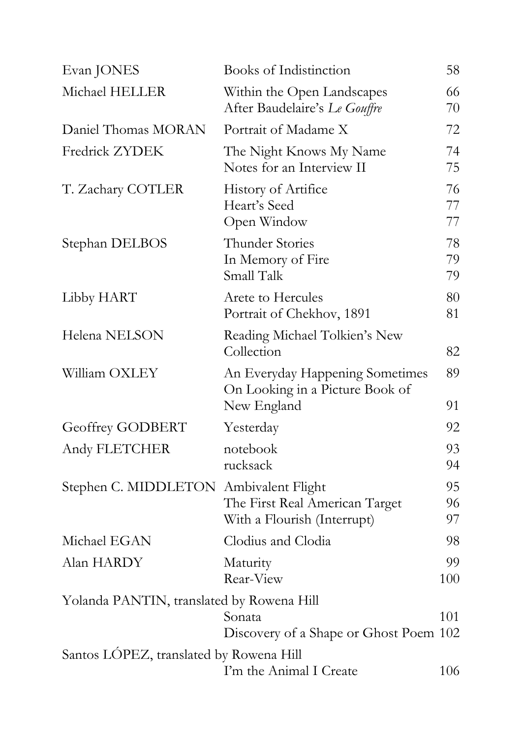| | | |
|---|---|---|
| Evan JONES | Books of Indistinction | 58 |
| Michael HELLER | Within the Open Landscapes | 66 |
| | After Baudelaire's *Le Gouffre* | 70 |
| Daniel Thomas MORAN | Portrait of Madame X | 72 |
| Fredrick ZYDEK | The Night Knows My Name | 74 |
| | Notes for an Interview II | 75 |
| T. Zachary COTLER | History of Artifice | 76 |
| | Heart's Seed | 77 |
| | Open Window | 77 |
| Stephan DELBOS | Thunder Stories | 78 |
| | In Memory of Fire | 79 |
| | Small Talk | 79 |
| Libby HART | Arete to Hercules | 80 |
| | Portrait of Chekhov, 1891 | 81 |
| Helena NELSON | Reading Michael Tolkien's New Collection | 82 |
| William OXLEY | An Everyday Happening Sometimes | 89 |
| | On Looking in a Picture Book of New England | 91 |
| Geoffrey GODBERT | Yesterday | 92 |
| Andy FLETCHER | notebook | 93 |
| | rucksack | 94 |
| Stephen C. MIDDLETON | Ambivalent Flight | 95 |
| | The First Real American Target | 96 |
| | With a Flourish (Interrupt) | 97 |
| Michael EGAN | Clodius and Clodia | 98 |
| Alan HARDY | Maturity | 99 |
| | Rear-View | 100 |
| Yolanda PANTIN, translated by Rowena Hill | | |
| | Sonata | 101 |
| | Discovery of a Shape or Ghost Poem | 102 |
| Santos LÓPEZ, translated by Rowena Hill | | |
| | I'm the Animal I Create | 106 |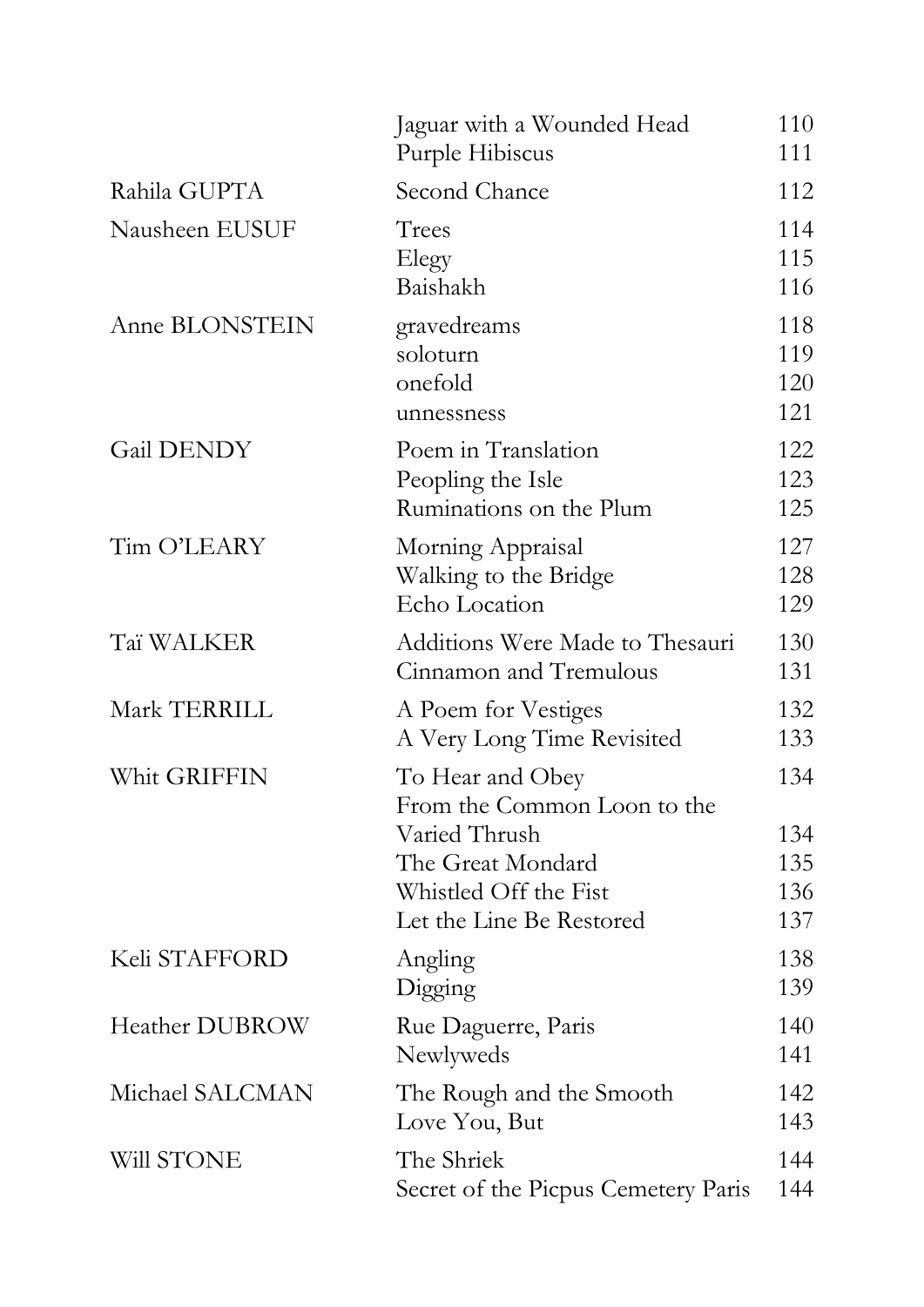| | | |
|---|---|---|
| | Jaguar with a Wounded Head | 110 |
| | Purple Hibiscus | 111 |
| Rahila GUPTA | Second Chance | 112 |
| Nausheen EUSUF | Trees | 114 |
| | Elegy | 115 |
| | Baishakh | 116 |
| Anne BLONSTEIN | gravedreams | 118 |
| | soloturn | 119 |
| | onefold | 120 |
| | unnessness | 121 |
| Gail DENDY | Poem in Translation | 122 |
| | Peopling the Isle | 123 |
| | Ruminations on the Plum | 125 |
| Tim O'LEARY | Morning Appraisal | 127 |
| | Walking to the Bridge | 128 |
| | Echo Location | 129 |
| Taï WALKER | Additions Were Made to Thesauri | 130 |
| | Cinnamon and Tremulous | 131 |
| Mark TERRILL | A Poem for Vestiges | 132 |
| | A Very Long Time Revisited | 133 |
| Whit GRIFFIN | To Hear and Obey | 134 |
| | From the Common Loon to the Varied Thrush | 134 |
| | The Great Mondard | 135 |
| | Whistled Off the Fist | 136 |
| | Let the Line Be Restored | 137 |
| Keli STAFFORD | Angling | 138 |
| | Digging | 139 |
| Heather DUBROW | Rue Daguerre, Paris | 140 |
| | Newlyweds | 141 |
| Michael SALCMAN | The Rough and the Smooth | 142 |
| | Love You, But | 143 |
| Will STONE | The Shriek | 144 |
| | Secret of the Picpus Cemetery Paris | 144 |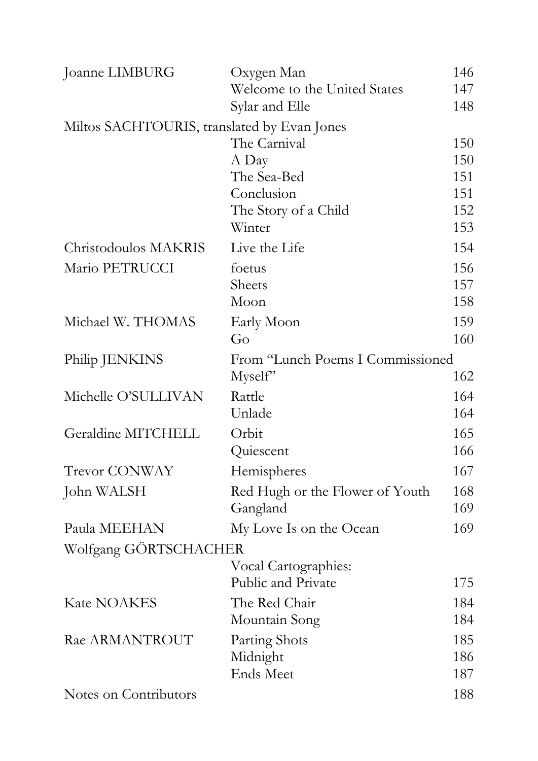| | | |
|---|---|---|
| Joanne LIMBURG | Oxygen Man | 146 |
| | Welcome to the United States | 147 |
| | Sylar and Elle | 148 |
| Miltos SACHTOURIS, translated by Evan Jones | | |
| | The Carnival | 150 |
| | A Day | 150 |
| | The Sea-Bed | 151 |
| | Conclusion | 151 |
| | The Story of a Child | 152 |
| | Winter | 153 |
| Christodoulos MAKRIS | Live the Life | 154 |
| Mario PETRUCCI | foetus | 156 |
| | Sheets | 157 |
| | Moon | 158 |
| Michael W. THOMAS | Early Moon | 159 |
| | Go | 160 |
| Philip JENKINS | From "Lunch Poems I Commissioned Myself" | 162 |
| Michelle O'SULLIVAN | Rattle | 164 |
| | Unlade | 164 |
| Geraldine MITCHELL | Orbit | 165 |
| | Quiescent | 166 |
| Trevor CONWAY | Hemispheres | 167 |
| John WALSH | Red Hugh or the Flower of Youth | 168 |
| | Gangland | 169 |
| Paula MEEHAN | My Love Is on the Ocean | 169 |
| Wolfgang GÖRTSCHACHER | | |
| | Vocal Cartographies: Public and Private | 175 |
| Kate NOAKES | The Red Chair | 184 |
| | Mountain Song | 184 |
| Rae ARMANTROUT | Parting Shots | 185 |
| | Midnight | 186 |
| | Ends Meet | 187 |
| Notes on Contributors | | 188 |